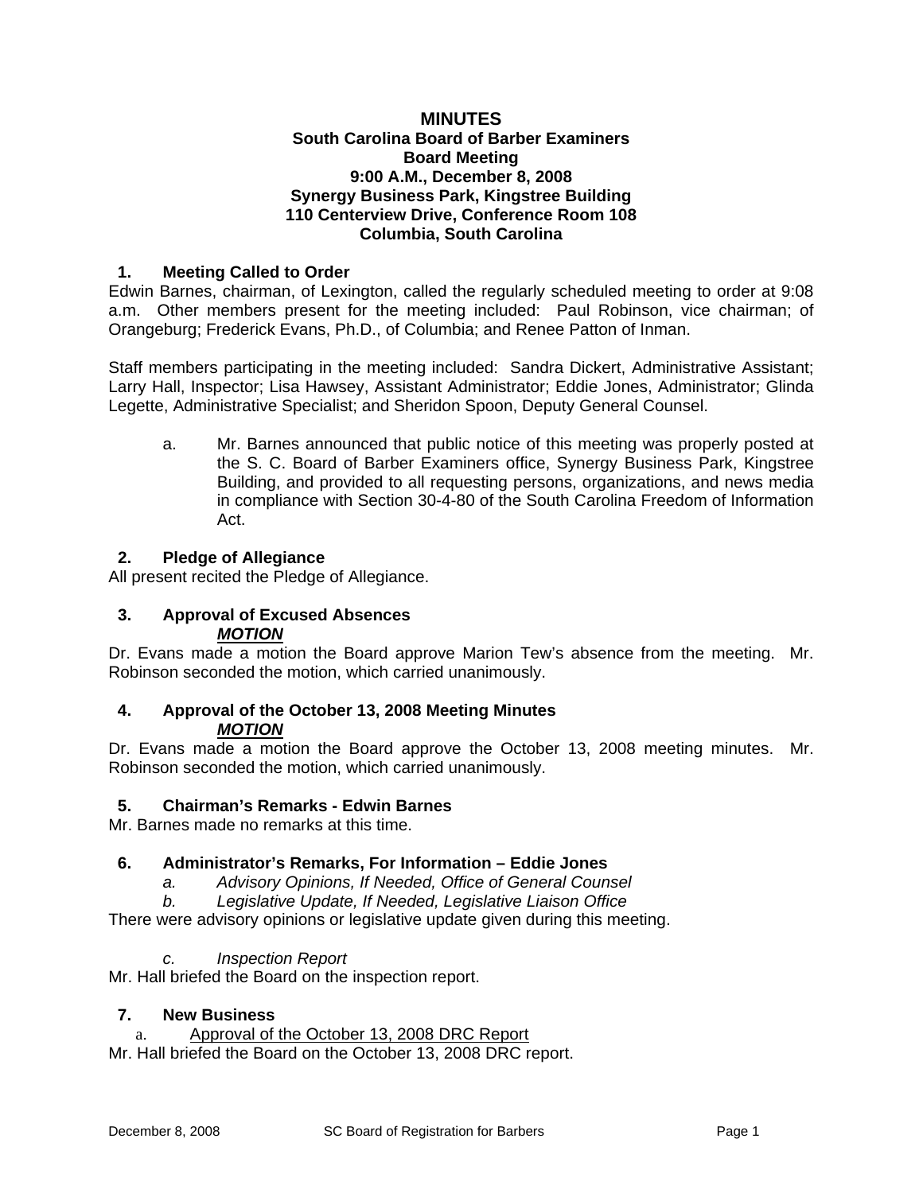# MINUTES

**South Carolina Board of Barber Examiners**
**Board Meeting**
**9:00 A.M., December 8, 2008**
**Synergy Business Park, Kingstree Building**
**110 Centerview Drive, Conference Room 108**
**Columbia, South Carolina**

## 1. Meeting Called to Order

Edwin Barnes, chairman, of Lexington, called the regularly scheduled meeting to order at 9:08 a.m. Other members present for the meeting included: Paul Robinson, vice chairman; of Orangeburg; Frederick Evans, Ph.D., of Columbia; and Renee Patton of Inman.

Staff members participating in the meeting included: Sandra Dickert, Administrative Assistant; Larry Hall, Inspector; Lisa Hawsey, Assistant Administrator; Eddie Jones, Administrator; Glinda Legette, Administrative Specialist; and Sheridon Spoon, Deputy General Counsel.

a. Mr. Barnes announced that public notice of this meeting was properly posted at the S. C. Board of Barber Examiners office, Synergy Business Park, Kingstree Building, and provided to all requesting persons, organizations, and news media in compliance with Section 30-4-80 of the South Carolina Freedom of Information Act.

## 2. Pledge of Allegiance

All present recited the Pledge of Allegiance.

## 3. Approval of Excused Absences

***MOTION***

Dr. Evans made a motion the Board approve Marion Tew's absence from the meeting. Mr. Robinson seconded the motion, which carried unanimously.

## 4. Approval of the October 13, 2008 Meeting Minutes

***MOTION***

Dr. Evans made a motion the Board approve the October 13, 2008 meeting minutes. Mr. Robinson seconded the motion, which carried unanimously.

## 5. Chairman's Remarks - Edwin Barnes

Mr. Barnes made no remarks at this time.

## 6. Administrator's Remarks, For Information – Eddie Jones

*a. Advisory Opinions, If Needed, Office of General Counsel*

*b. Legislative Update, If Needed, Legislative Liaison Office*

There were advisory opinions or legislative update given during this meeting.

*c. Inspection Report*

Mr. Hall briefed the Board on the inspection report.

## 7. New Business

a. Approval of the October 13, 2008 DRC Report

Mr. Hall briefed the Board on the October 13, 2008 DRC report.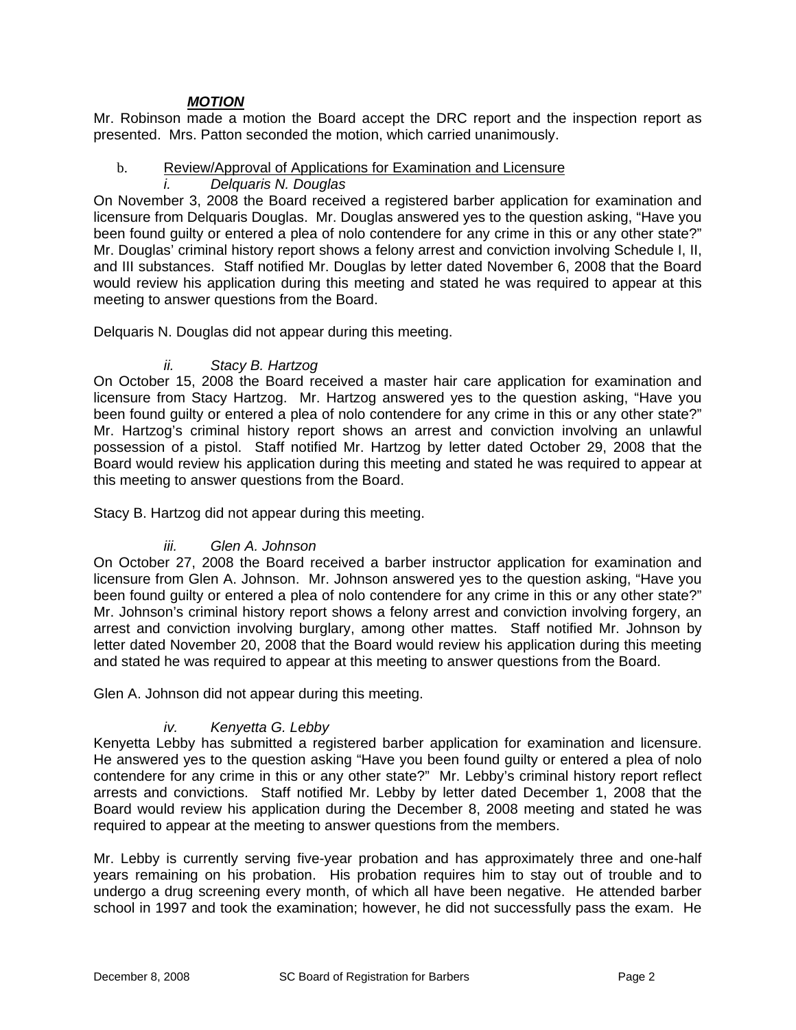***MOTION***

Mr. Robinson made a motion the Board accept the DRC report and the inspection report as presented. Mrs. Patton seconded the motion, which carried unanimously.

b. Review/Approval of Applications for Examination and Licensure

*i. Delquaris N. Douglas*

On November 3, 2008 the Board received a registered barber application for examination and licensure from Delquaris Douglas. Mr. Douglas answered yes to the question asking, "Have you been found guilty or entered a plea of nolo contendere for any crime in this or any other state?" Mr. Douglas' criminal history report shows a felony arrest and conviction involving Schedule I, II, and III substances. Staff notified Mr. Douglas by letter dated November 6, 2008 that the Board would review his application during this meeting and stated he was required to appear at this meeting to answer questions from the Board.

Delquaris N. Douglas did not appear during this meeting.

*ii. Stacy B. Hartzog*

On October 15, 2008 the Board received a master hair care application for examination and licensure from Stacy Hartzog. Mr. Hartzog answered yes to the question asking, "Have you been found guilty or entered a plea of nolo contendere for any crime in this or any other state?" Mr. Hartzog's criminal history report shows an arrest and conviction involving an unlawful possession of a pistol. Staff notified Mr. Hartzog by letter dated October 29, 2008 that the Board would review his application during this meeting and stated he was required to appear at this meeting to answer questions from the Board.

Stacy B. Hartzog did not appear during this meeting.

*iii. Glen A. Johnson*

On October 27, 2008 the Board received a barber instructor application for examination and licensure from Glen A. Johnson. Mr. Johnson answered yes to the question asking, "Have you been found guilty or entered a plea of nolo contendere for any crime in this or any other state?" Mr. Johnson's criminal history report shows a felony arrest and conviction involving forgery, an arrest and conviction involving burglary, among other mattes. Staff notified Mr. Johnson by letter dated November 20, 2008 that the Board would review his application during this meeting and stated he was required to appear at this meeting to answer questions from the Board.

Glen A. Johnson did not appear during this meeting.

*iv. Kenyetta G. Lebby*

Kenyetta Lebby has submitted a registered barber application for examination and licensure. He answered yes to the question asking "Have you been found guilty or entered a plea of nolo contendere for any crime in this or any other state?" Mr. Lebby's criminal history report reflect arrests and convictions. Staff notified Mr. Lebby by letter dated December 1, 2008 that the Board would review his application during the December 8, 2008 meeting and stated he was required to appear at the meeting to answer questions from the members.

Mr. Lebby is currently serving five-year probation and has approximately three and one-half years remaining on his probation. His probation requires him to stay out of trouble and to undergo a drug screening every month, of which all have been negative. He attended barber school in 1997 and took the examination; however, he did not successfully pass the exam. He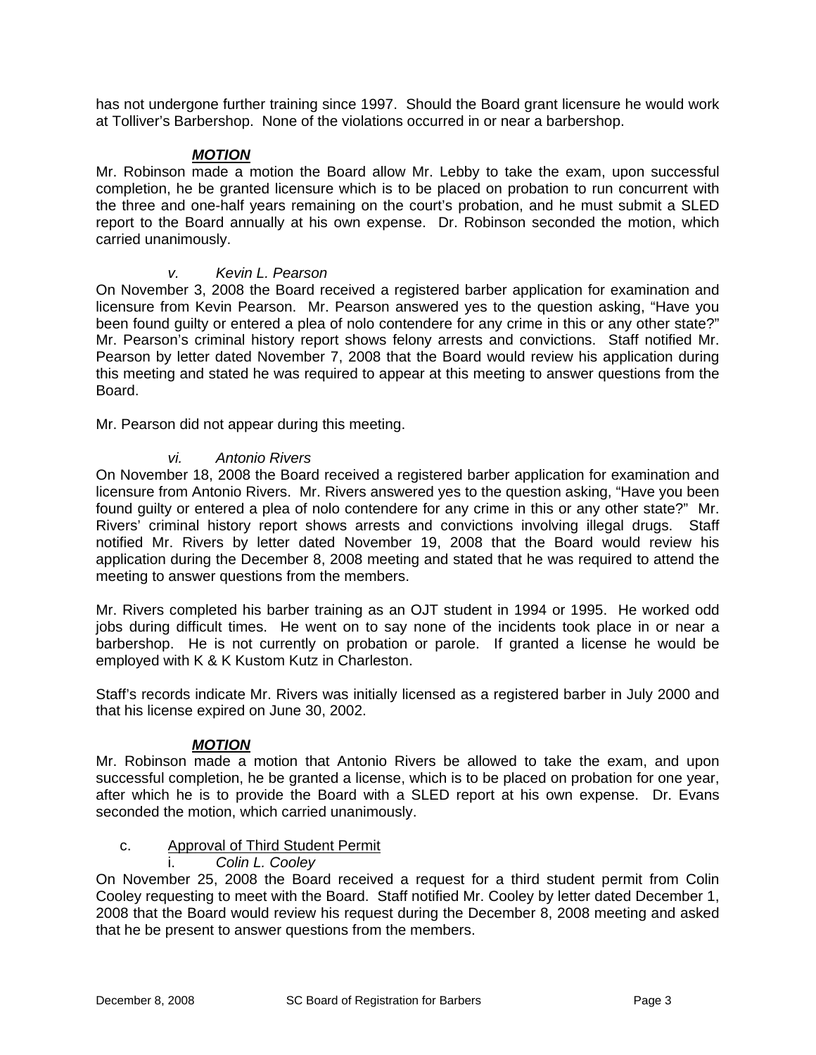has not undergone further training since 1997. Should the Board grant licensure he would work at Tolliver's Barbershop. None of the violations occurred in or near a barbershop.

***MOTION***

Mr. Robinson made a motion the Board allow Mr. Lebby to take the exam, upon successful completion, he be granted licensure which is to be placed on probation to run concurrent with the three and one-half years remaining on the court's probation, and he must submit a SLED report to the Board annually at his own expense. Dr. Robinson seconded the motion, which carried unanimously.

*v. Kevin L. Pearson*

On November 3, 2008 the Board received a registered barber application for examination and licensure from Kevin Pearson. Mr. Pearson answered yes to the question asking, "Have you been found guilty or entered a plea of nolo contendere for any crime in this or any other state?" Mr. Pearson's criminal history report shows felony arrests and convictions. Staff notified Mr. Pearson by letter dated November 7, 2008 that the Board would review his application during this meeting and stated he was required to appear at this meeting to answer questions from the Board.

Mr. Pearson did not appear during this meeting.

*vi. Antonio Rivers*

On November 18, 2008 the Board received a registered barber application for examination and licensure from Antonio Rivers. Mr. Rivers answered yes to the question asking, "Have you been found guilty or entered a plea of nolo contendere for any crime in this or any other state?" Mr. Rivers' criminal history report shows arrests and convictions involving illegal drugs. Staff notified Mr. Rivers by letter dated November 19, 2008 that the Board would review his application during the December 8, 2008 meeting and stated that he was required to attend the meeting to answer questions from the members.

Mr. Rivers completed his barber training as an OJT student in 1994 or 1995. He worked odd jobs during difficult times. He went on to say none of the incidents took place in or near a barbershop. He is not currently on probation or parole. If granted a license he would be employed with K & K Kustom Kutz in Charleston.

Staff's records indicate Mr. Rivers was initially licensed as a registered barber in July 2000 and that his license expired on June 30, 2002.

***MOTION***

Mr. Robinson made a motion that Antonio Rivers be allowed to take the exam, and upon successful completion, he be granted a license, which is to be placed on probation for one year, after which he is to provide the Board with a SLED report at his own expense. Dr. Evans seconded the motion, which carried unanimously.

c. Approval of Third Student Permit

i. *Colin L. Cooley*

On November 25, 2008 the Board received a request for a third student permit from Colin Cooley requesting to meet with the Board. Staff notified Mr. Cooley by letter dated December 1, 2008 that the Board would review his request during the December 8, 2008 meeting and asked that he be present to answer questions from the members.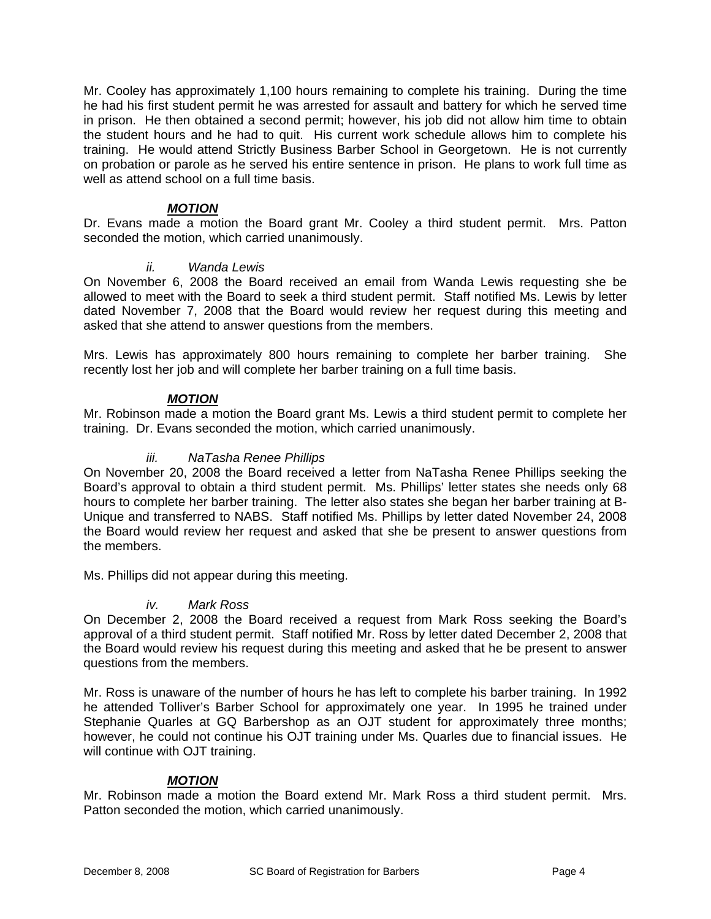Mr. Cooley has approximately 1,100 hours remaining to complete his training. During the time he had his first student permit he was arrested for assault and battery for which he served time in prison. He then obtained a second permit; however, his job did not allow him time to obtain the student hours and he had to quit. His current work schedule allows him to complete his training. He would attend Strictly Business Barber School in Georgetown. He is not currently on probation or parole as he served his entire sentence in prison. He plans to work full time as well as attend school on a full time basis.

***MOTION***

Dr. Evans made a motion the Board grant Mr. Cooley a third student permit. Mrs. Patton seconded the motion, which carried unanimously.

*ii. Wanda Lewis*

On November 6, 2008 the Board received an email from Wanda Lewis requesting she be allowed to meet with the Board to seek a third student permit. Staff notified Ms. Lewis by letter dated November 7, 2008 that the Board would review her request during this meeting and asked that she attend to answer questions from the members.

Mrs. Lewis has approximately 800 hours remaining to complete her barber training. She recently lost her job and will complete her barber training on a full time basis.

***MOTION***

Mr. Robinson made a motion the Board grant Ms. Lewis a third student permit to complete her training. Dr. Evans seconded the motion, which carried unanimously.

*iii. NaTasha Renee Phillips*

On November 20, 2008 the Board received a letter from NaTasha Renee Phillips seeking the Board's approval to obtain a third student permit. Ms. Phillips' letter states she needs only 68 hours to complete her barber training. The letter also states she began her barber training at B-Unique and transferred to NABS. Staff notified Ms. Phillips by letter dated November 24, 2008 the Board would review her request and asked that she be present to answer questions from the members.

Ms. Phillips did not appear during this meeting.

*iv. Mark Ross*

On December 2, 2008 the Board received a request from Mark Ross seeking the Board's approval of a third student permit. Staff notified Mr. Ross by letter dated December 2, 2008 that the Board would review his request during this meeting and asked that he be present to answer questions from the members.

Mr. Ross is unaware of the number of hours he has left to complete his barber training. In 1992 he attended Tolliver's Barber School for approximately one year. In 1995 he trained under Stephanie Quarles at GQ Barbershop as an OJT student for approximately three months; however, he could not continue his OJT training under Ms. Quarles due to financial issues. He will continue with OJT training.

***MOTION***

Mr. Robinson made a motion the Board extend Mr. Mark Ross a third student permit. Mrs. Patton seconded the motion, which carried unanimously.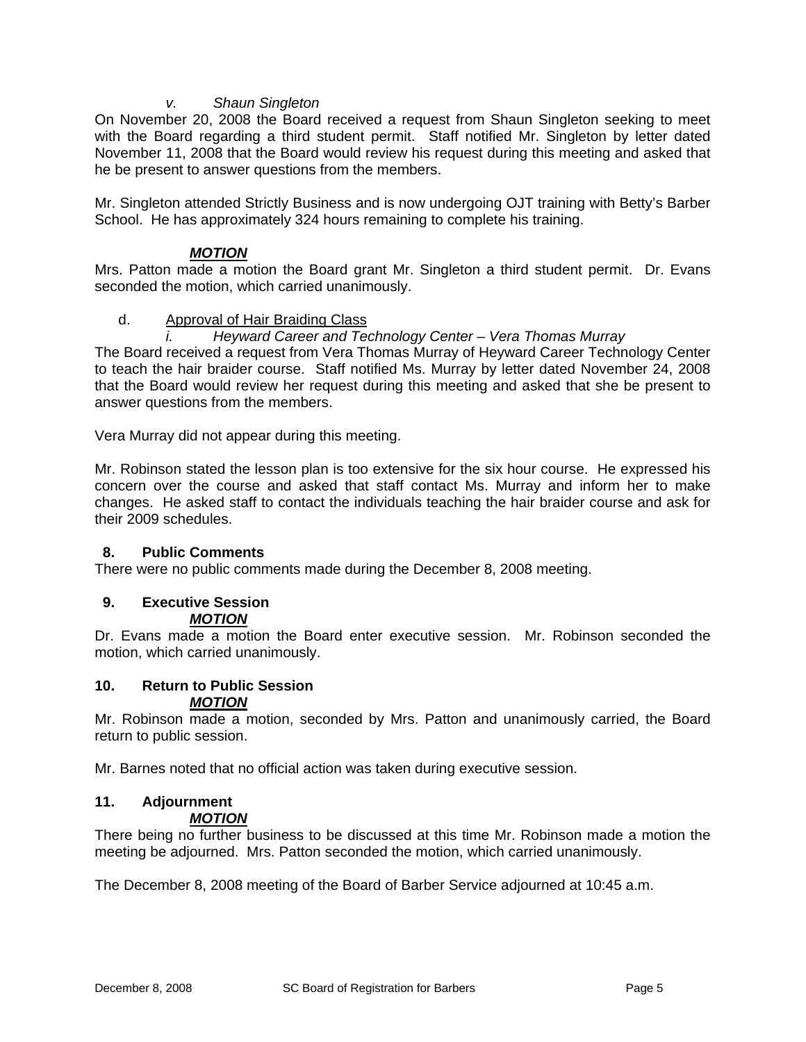*v. Shaun Singleton*

On November 20, 2008 the Board received a request from Shaun Singleton seeking to meet with the Board regarding a third student permit. Staff notified Mr. Singleton by letter dated November 11, 2008 that the Board would review his request during this meeting and asked that he be present to answer questions from the members.

Mr. Singleton attended Strictly Business and is now undergoing OJT training with Betty's Barber School. He has approximately 324 hours remaining to complete his training.

***MOTION***

Mrs. Patton made a motion the Board grant Mr. Singleton a third student permit. Dr. Evans seconded the motion, which carried unanimously.

d. Approval of Hair Braiding Class

*i. Heyward Career and Technology Center – Vera Thomas Murray*

The Board received a request from Vera Thomas Murray of Heyward Career Technology Center to teach the hair braider course. Staff notified Ms. Murray by letter dated November 24, 2008 that the Board would review her request during this meeting and asked that she be present to answer questions from the members.

Vera Murray did not appear during this meeting.

Mr. Robinson stated the lesson plan is too extensive for the six hour course. He expressed his concern over the course and asked that staff contact Ms. Murray and inform her to make changes. He asked staff to contact the individuals teaching the hair braider course and ask for their 2009 schedules.

**8. Public Comments**

There were no public comments made during the December 8, 2008 meeting.

**9. Executive Session**

***MOTION***

Dr. Evans made a motion the Board enter executive session. Mr. Robinson seconded the motion, which carried unanimously.

**10. Return to Public Session**

***MOTION***

Mr. Robinson made a motion, seconded by Mrs. Patton and unanimously carried, the Board return to public session.

Mr. Barnes noted that no official action was taken during executive session.

**11. Adjournment**

***MOTION***

There being no further business to be discussed at this time Mr. Robinson made a motion the meeting be adjourned. Mrs. Patton seconded the motion, which carried unanimously.

The December 8, 2008 meeting of the Board of Barber Service adjourned at 10:45 a.m.